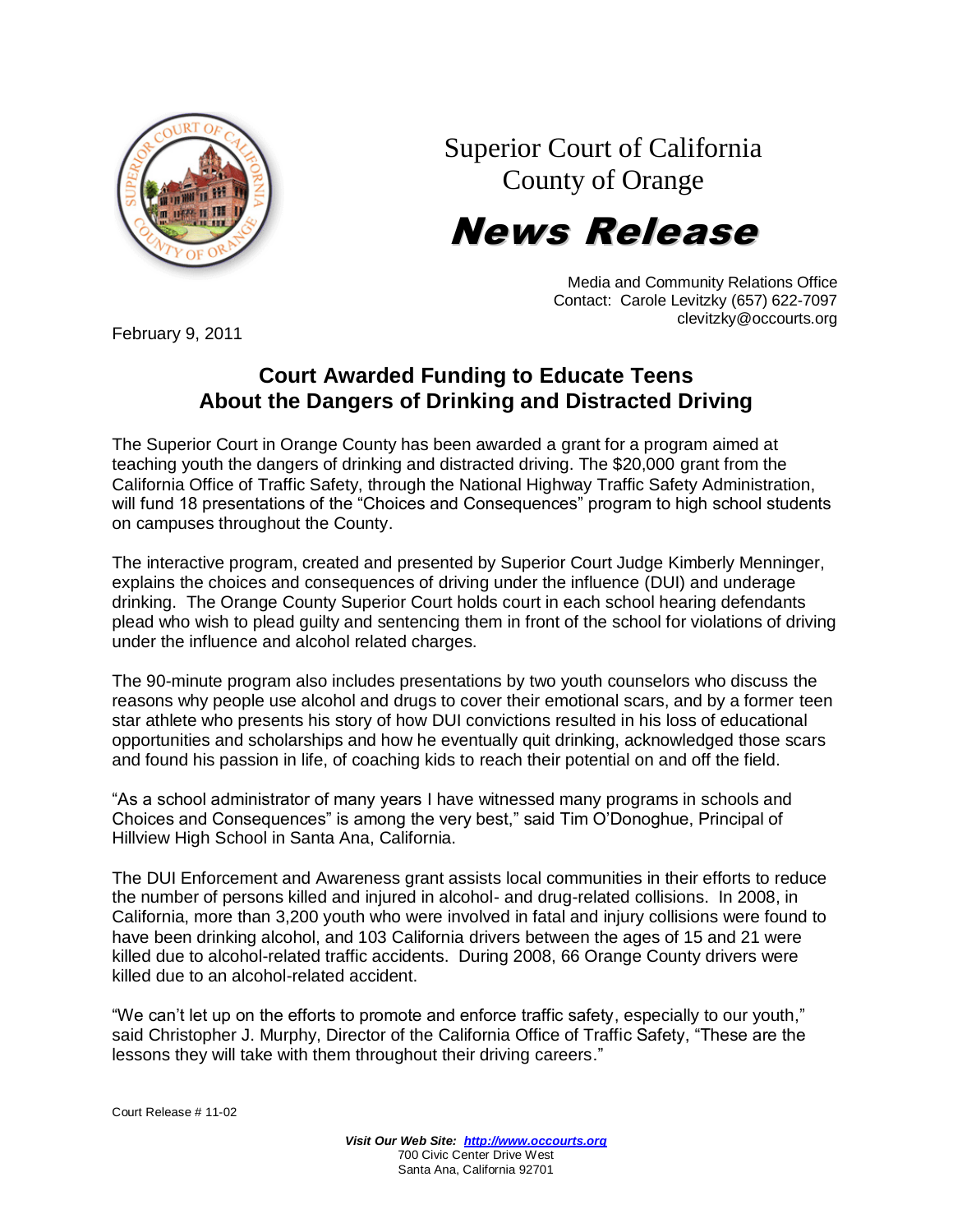Superior Court of California
County of Orange

# News Release

Media and Community Relations Office
Contact: Carole Levitzky (657) 622-7097
clevitzky@occourts.org

February 9, 2011

## Court Awarded Funding to Educate Teens About the Dangers of Drinking and Distracted Driving

The Superior Court in Orange County has been awarded a grant for a program aimed at teaching youth the dangers of drinking and distracted driving. The $20,000 grant from the California Office of Traffic Safety, through the National Highway Traffic Safety Administration, will fund 18 presentations of the "Choices and Consequences" program to high school students on campuses throughout the County.

The interactive program, created and presented by Superior Court Judge Kimberly Menninger, explains the choices and consequences of driving under the influence (DUI) and underage drinking. The Orange County Superior Court holds court in each school hearing defendants plead who wish to plead guilty and sentencing them in front of the school for violations of driving under the influence and alcohol related charges.

The 90-minute program also includes presentations by two youth counselors who discuss the reasons why people use alcohol and drugs to cover their emotional scars, and by a former teen star athlete who presents his story of how DUI convictions resulted in his loss of educational opportunities and scholarships and how he eventually quit drinking, acknowledged those scars and found his passion in life, of coaching kids to reach their potential on and off the field.

"As a school administrator of many years I have witnessed many programs in schools and Choices and Consequences" is among the very best," said Tim O'Donoghue, Principal of Hillview High School in Santa Ana, California.

The DUI Enforcement and Awareness grant assists local communities in their efforts to reduce the number of persons killed and injured in alcohol- and drug-related collisions. In 2008, in California, more than 3,200 youth who were involved in fatal and injury collisions were found to have been drinking alcohol, and 103 California drivers between the ages of 15 and 21 were killed due to alcohol-related traffic accidents. During 2008, 66 Orange County drivers were killed due to an alcohol-related accident.

"We can't let up on the efforts to promote and enforce traffic safety, especially to our youth," said Christopher J. Murphy, Director of the California Office of Traffic Safety, "These are the lessons they will take with them throughout their driving careers."

Court Release # 11-02

***Visit Our Web Site: http://www.occourts.org***
700 Civic Center Drive West
Santa Ana, California 92701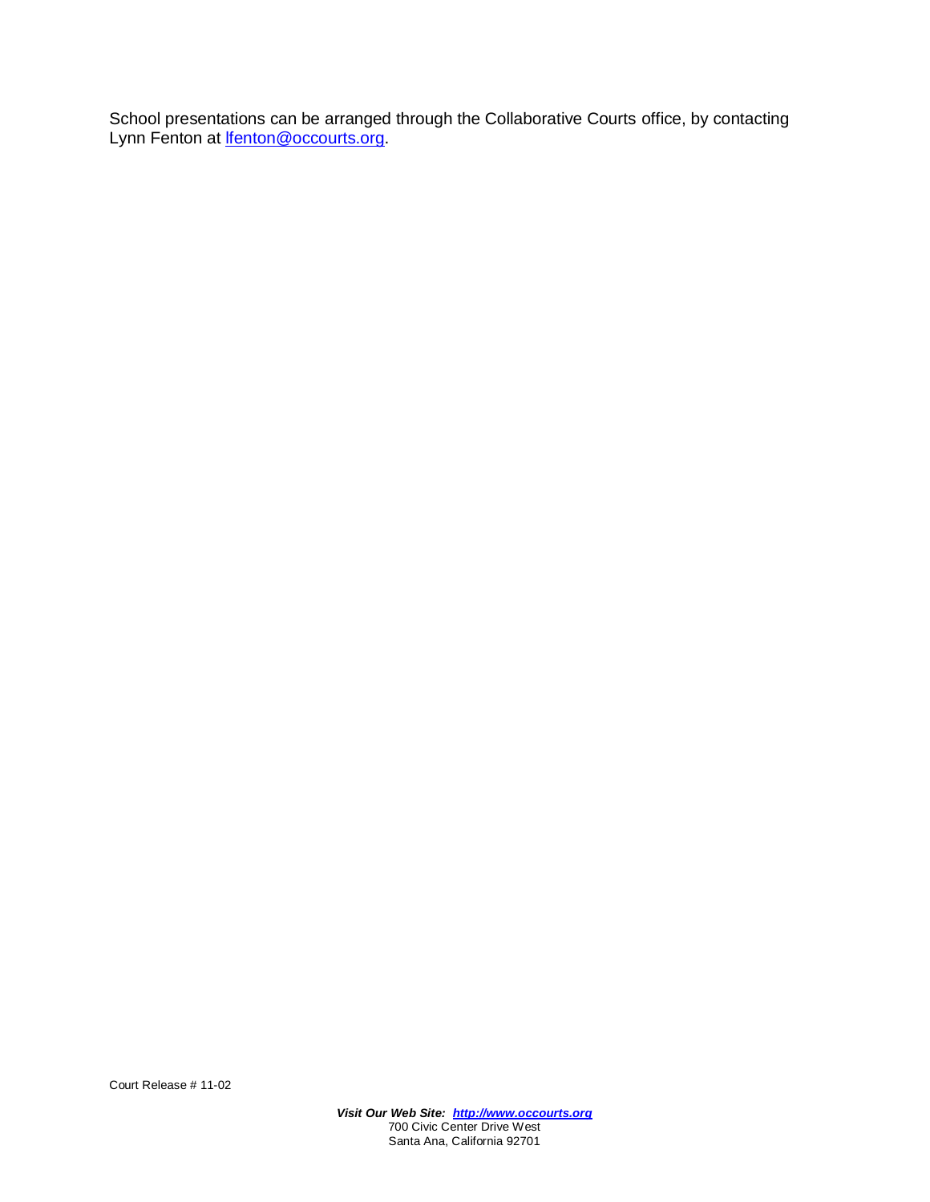School presentations can be arranged through the Collaborative Courts office, by contacting Lynn Fenton at lfenton@occourts.org.

Court Release # 11-02

***Visit Our Web Site: http://www.occourts.org***
700 Civic Center Drive West
Santa Ana, California 92701